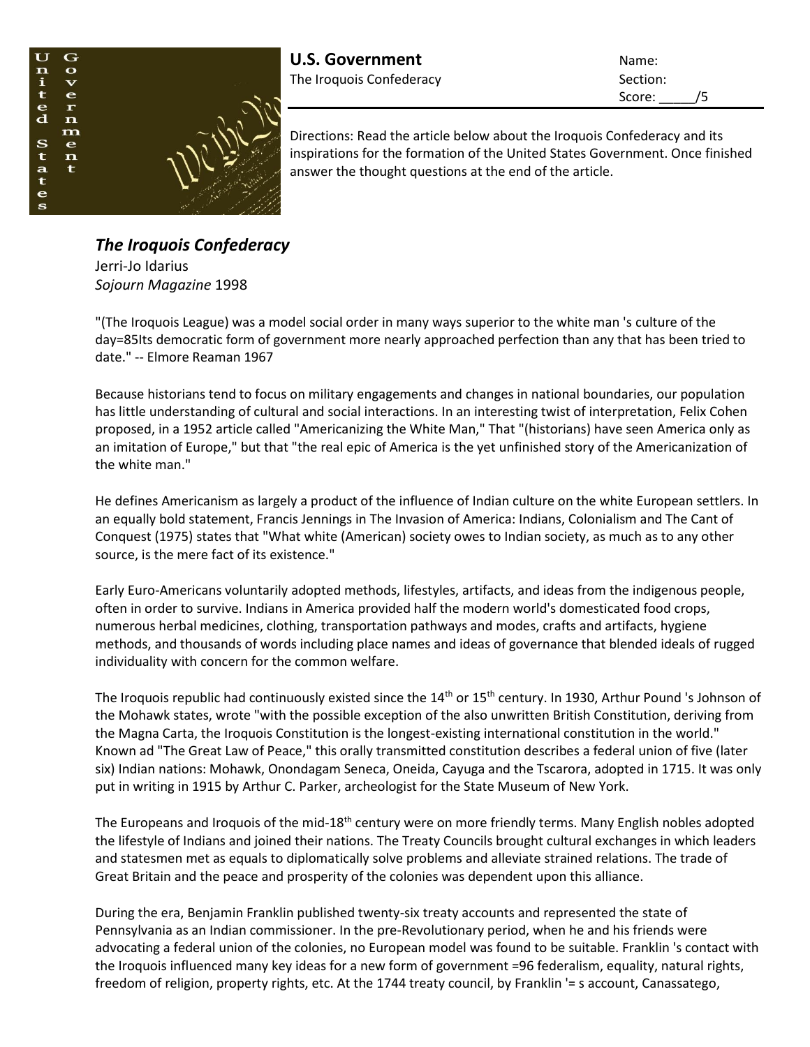**U.S. Government**
The Iroquois Confederacy

Name:
Section:
Score: _____/5

Directions: Read the article below about the Iroquois Confederacy and its inspirations for the formation of the United States Government. Once finished answer the thought questions at the end of the article.

## *The Iroquois Confederacy*

Jerri-Jo Idarius
*Sojourn Magazine* 1998

"(The Iroquois League) was a model social order in many ways superior to the white man 's culture of the day=85Its democratic form of government more nearly approached perfection than any that has been tried to date." -- Elmore Reaman 1967

Because historians tend to focus on military engagements and changes in national boundaries, our population has little understanding of cultural and social interactions. In an interesting twist of interpretation, Felix Cohen proposed, in a 1952 article called "Americanizing the White Man," That "(historians) have seen America only as an imitation of Europe," but that "the real epic of America is the yet unfinished story of the Americanization of the white man."

He defines Americanism as largely a product of the influence of Indian culture on the white European settlers. In an equally bold statement, Francis Jennings in The Invasion of America: Indians, Colonialism and The Cant of Conquest (1975) states that "What white (American) society owes to Indian society, as much as to any other source, is the mere fact of its existence."

Early Euro-Americans voluntarily adopted methods, lifestyles, artifacts, and ideas from the indigenous people, often in order to survive. Indians in America provided half the modern world's domesticated food crops, numerous herbal medicines, clothing, transportation pathways and modes, crafts and artifacts, hygiene methods, and thousands of words including place names and ideas of governance that blended ideals of rugged individuality with concern for the common welfare.

The Iroquois republic had continuously existed since the 14th or 15th century. In 1930, Arthur Pound 's Johnson of the Mohawk states, wrote "with the possible exception of the also unwritten British Constitution, deriving from the Magna Carta, the Iroquois Constitution is the longest-existing international constitution in the world." Known ad "The Great Law of Peace," this orally transmitted constitution describes a federal union of five (later six) Indian nations: Mohawk, Onondagam Seneca, Oneida, Cayuga and the Tscarora, adopted in 1715. It was only put in writing in 1915 by Arthur C. Parker, archeologist for the State Museum of New York.

The Europeans and Iroquois of the mid-18th century were on more friendly terms. Many English nobles adopted the lifestyle of Indians and joined their nations. The Treaty Councils brought cultural exchanges in which leaders and statesmen met as equals to diplomatically solve problems and alleviate strained relations. The trade of Great Britain and the peace and prosperity of the colonies was dependent upon this alliance.

During the era, Benjamin Franklin published twenty-six treaty accounts and represented the state of Pennsylvania as an Indian commissioner. In the pre-Revolutionary period, when he and his friends were advocating a federal union of the colonies, no European model was found to be suitable. Franklin 's contact with the Iroquois influenced many key ideas for a new form of government =96 federalism, equality, natural rights, freedom of religion, property rights, etc. At the 1744 treaty council, by Franklin '= s account, Canassatego,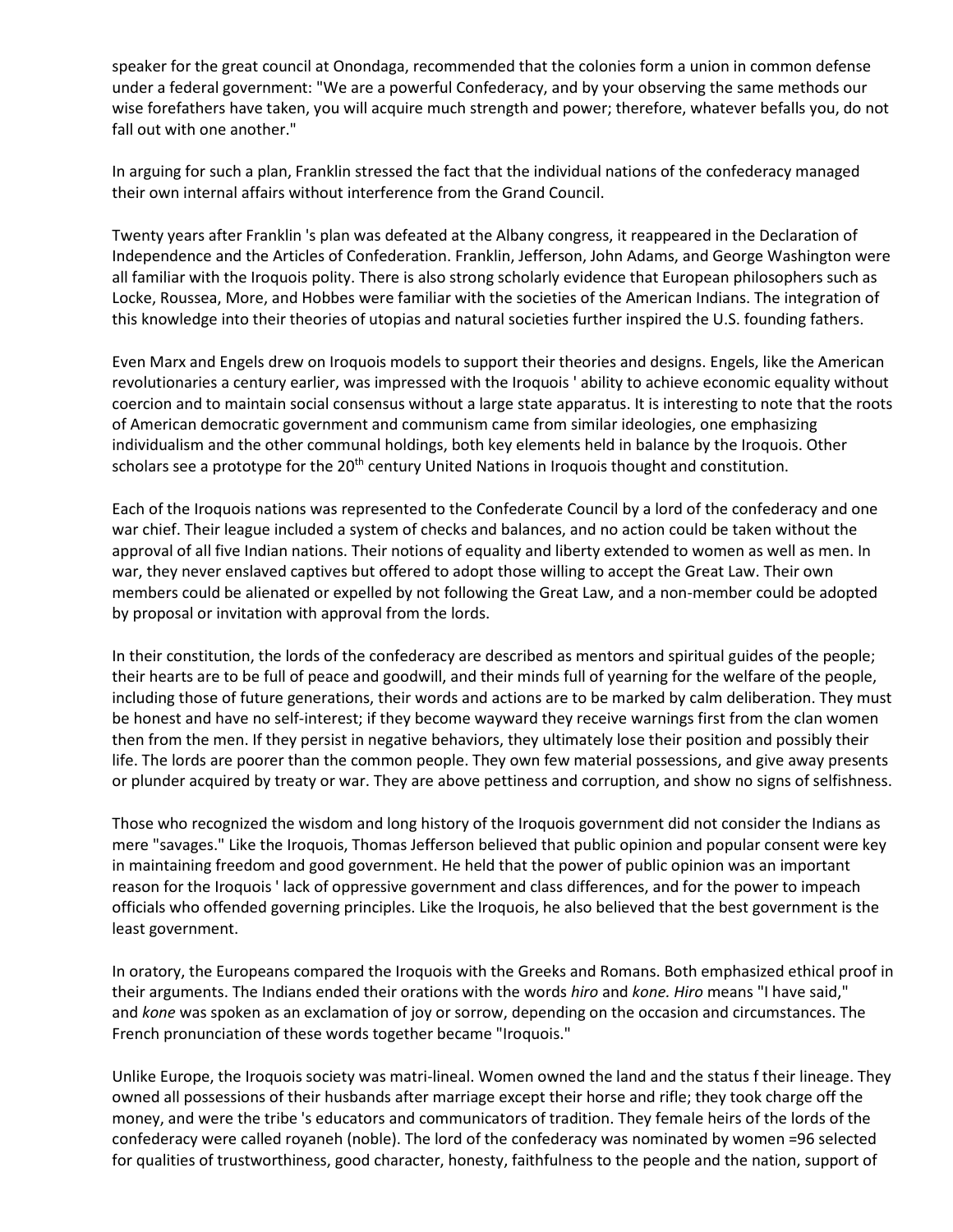speaker for the great council at Onondaga, recommended that the colonies form a union in common defense under a federal government: "We are a powerful Confederacy, and by your observing the same methods our wise forefathers have taken, you will acquire much strength and power; therefore, whatever befalls you, do not fall out with one another."

In arguing for such a plan, Franklin stressed the fact that the individual nations of the confederacy managed their own internal affairs without interference from the Grand Council.

Twenty years after Franklin 's plan was defeated at the Albany congress, it reappeared in the Declaration of Independence and the Articles of Confederation. Franklin, Jefferson, John Adams, and George Washington were all familiar with the Iroquois polity. There is also strong scholarly evidence that European philosophers such as Locke, Roussea, More, and Hobbes were familiar with the societies of the American Indians. The integration of this knowledge into their theories of utopias and natural societies further inspired the U.S. founding fathers.

Even Marx and Engels drew on Iroquois models to support their theories and designs. Engels, like the American revolutionaries a century earlier, was impressed with the Iroquois ' ability to achieve economic equality without coercion and to maintain social consensus without a large state apparatus. It is interesting to note that the roots of American democratic government and communism came from similar ideologies, one emphasizing individualism and the other communal holdings, both key elements held in balance by the Iroquois. Other scholars see a prototype for the 20th century United Nations in Iroquois thought and constitution.

Each of the Iroquois nations was represented to the Confederate Council by a lord of the confederacy and one war chief. Their league included a system of checks and balances, and no action could be taken without the approval of all five Indian nations. Their notions of equality and liberty extended to women as well as men. In war, they never enslaved captives but offered to adopt those willing to accept the Great Law. Their own members could be alienated or expelled by not following the Great Law, and a non-member could be adopted by proposal or invitation with approval from the lords.

In their constitution, the lords of the confederacy are described as mentors and spiritual guides of the people; their hearts are to be full of peace and goodwill, and their minds full of yearning for the welfare of the people, including those of future generations, their words and actions are to be marked by calm deliberation. They must be honest and have no self-interest; if they become wayward they receive warnings first from the clan women then from the men. If they persist in negative behaviors, they ultimately lose their position and possibly their life. The lords are poorer than the common people. They own few material possessions, and give away presents or plunder acquired by treaty or war. They are above pettiness and corruption, and show no signs of selfishness.

Those who recognized the wisdom and long history of the Iroquois government did not consider the Indians as mere "savages." Like the Iroquois, Thomas Jefferson believed that public opinion and popular consent were key in maintaining freedom and good government. He held that the power of public opinion was an important reason for the Iroquois ' lack of oppressive government and class differences, and for the power to impeach officials who offended governing principles. Like the Iroquois, he also believed that the best government is the least government.

In oratory, the Europeans compared the Iroquois with the Greeks and Romans. Both emphasized ethical proof in their arguments. The Indians ended their orations with the words *hiro* and *kone. Hiro* means "I have said," and *kone* was spoken as an exclamation of joy or sorrow, depending on the occasion and circumstances. The French pronunciation of these words together became "Iroquois."

Unlike Europe, the Iroquois society was matri-lineal. Women owned the land and the status f their lineage. They owned all possessions of their husbands after marriage except their horse and rifle; they took charge off the money, and were the tribe 's educators and communicators of tradition. They female heirs of the lords of the confederacy were called royaneh (noble). The lord of the confederacy was nominated by women =96 selected for qualities of trustworthiness, good character, honesty, faithfulness to the people and the nation, support of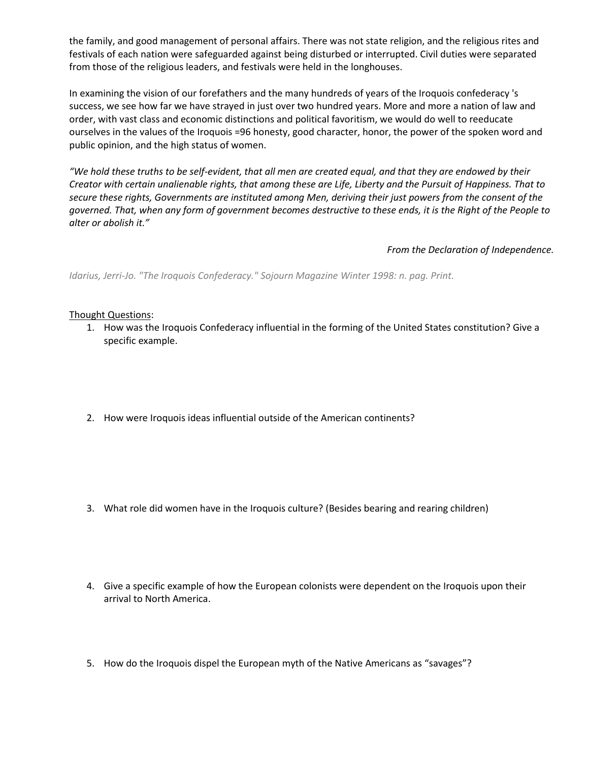the family, and good management of personal affairs. There was not state religion, and the religious rites and festivals of each nation were safeguarded against being disturbed or interrupted. Civil duties were separated from those of the religious leaders, and festivals were held in the longhouses.

In examining the vision of our forefathers and the many hundreds of years of the Iroquois confederacy 's success, we see how far we have strayed in just over two hundred years. More and more a nation of law and order, with vast class and economic distinctions and political favoritism, we would do well to reeducate ourselves in the values of the Iroquois =96 honesty, good character, honor, the power of the spoken word and public opinion, and the high status of women.

*"We hold these truths to be self-evident, that all men are created equal, and that they are endowed by their Creator with certain unalienable rights, that among these are Life, Liberty and the Pursuit of Happiness. That to secure these rights, Governments are instituted among Men, deriving their just powers from the consent of the governed. That, when any form of government becomes destructive to these ends, it is the Right of the People to alter or abolish it."*

*From the Declaration of Independence.*

*Idarius, Jerri-Jo. "The Iroquois Confederacy." Sojourn Magazine Winter 1998: n. pag. Print.*

Thought Questions:

1. How was the Iroquois Confederacy influential in the forming of the United States constitution? Give a specific example.

2. How were Iroquois ideas influential outside of the American continents?

3. What role did women have in the Iroquois culture? (Besides bearing and rearing children)

4. Give a specific example of how the European colonists were dependent on the Iroquois upon their arrival to North America.

5. How do the Iroquois dispel the European myth of the Native Americans as "savages"?